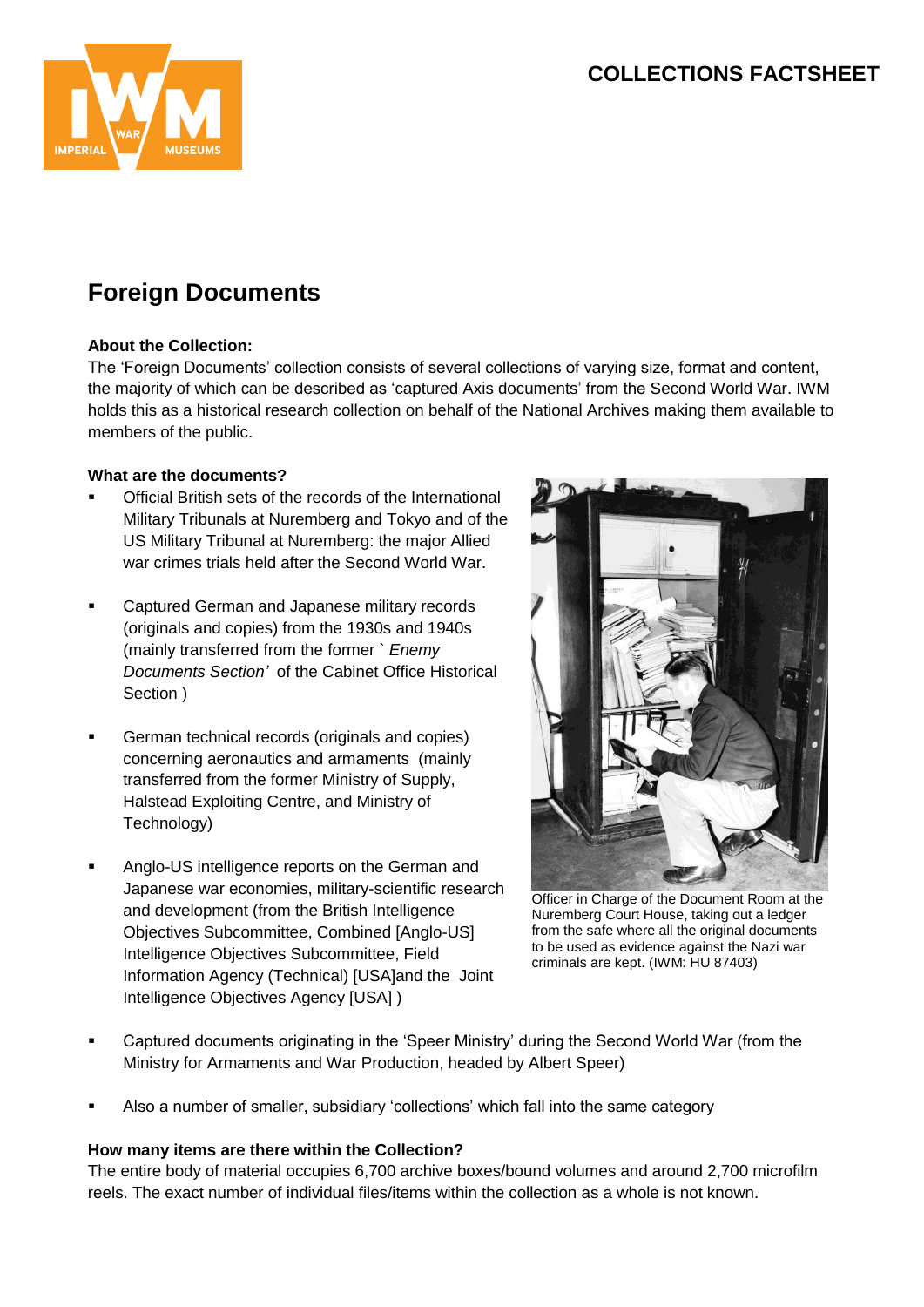COLLECTIONS FACTSHEET

# Foreign Documents

**About the Collection:**
The 'Foreign Documents' collection consists of several collections of varying size, format and content, the majority of which can be described as 'captured Axis documents' from the Second World War. IWM holds this as a historical research collection on behalf of the National Archives making them available to members of the public.

**What are the documents?**

- Official British sets of the records of the International Military Tribunals at Nuremberg and Tokyo and of the US Military Tribunal at Nuremberg: the major Allied war crimes trials held after the Second World War.
- Captured German and Japanese military records (originals and copies) from the 1930s and 1940s (mainly transferred from the former *`Enemy Documents Section'* of the Cabinet Office Historical Section )
- German technical records (originals and copies) concerning aeronautics and armaments (mainly transferred from the former Ministry of Supply, Halstead Exploiting Centre, and Ministry of Technology)
- Anglo-US intelligence reports on the German and Japanese war economies, military-scientific research and development (from the British Intelligence Objectives Subcommittee, Combined [Anglo-US] Intelligence Objectives Subcommittee, Field Information Agency (Technical) [USA]and the Joint Intelligence Objectives Agency [USA] )
- Captured documents originating in the 'Speer Ministry' during the Second World War (from the Ministry for Armaments and War Production, headed by Albert Speer)
- Also a number of smaller, subsidiary 'collections' which fall into the same category

Officer in Charge of the Document Room at the Nuremberg Court House, taking out a ledger from the safe where all the original documents to be used as evidence against the Nazi war criminals are kept. (IWM: HU 87403)

**How many items are there within the Collection?**
The entire body of material occupies 6,700 archive boxes/bound volumes and around 2,700 microfilm reels. The exact number of individual files/items within the collection as a whole is not known.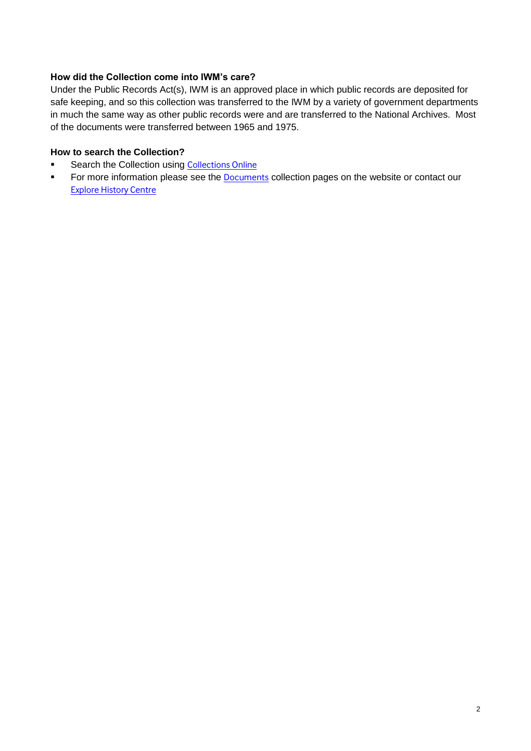### How did the Collection come into IWM's care?

Under the Public Records Act(s), IWM is an approved place in which public records are deposited for safe keeping, and so this collection was transferred to the IWM by a variety of government departments in much the same way as other public records were and are transferred to the National Archives. Most of the documents were transferred between 1965 and 1975.

### How to search the Collection?

- Search the Collection using Collections Online
- For more information please see the Documents collection pages on the website or contact our Explore History Centre